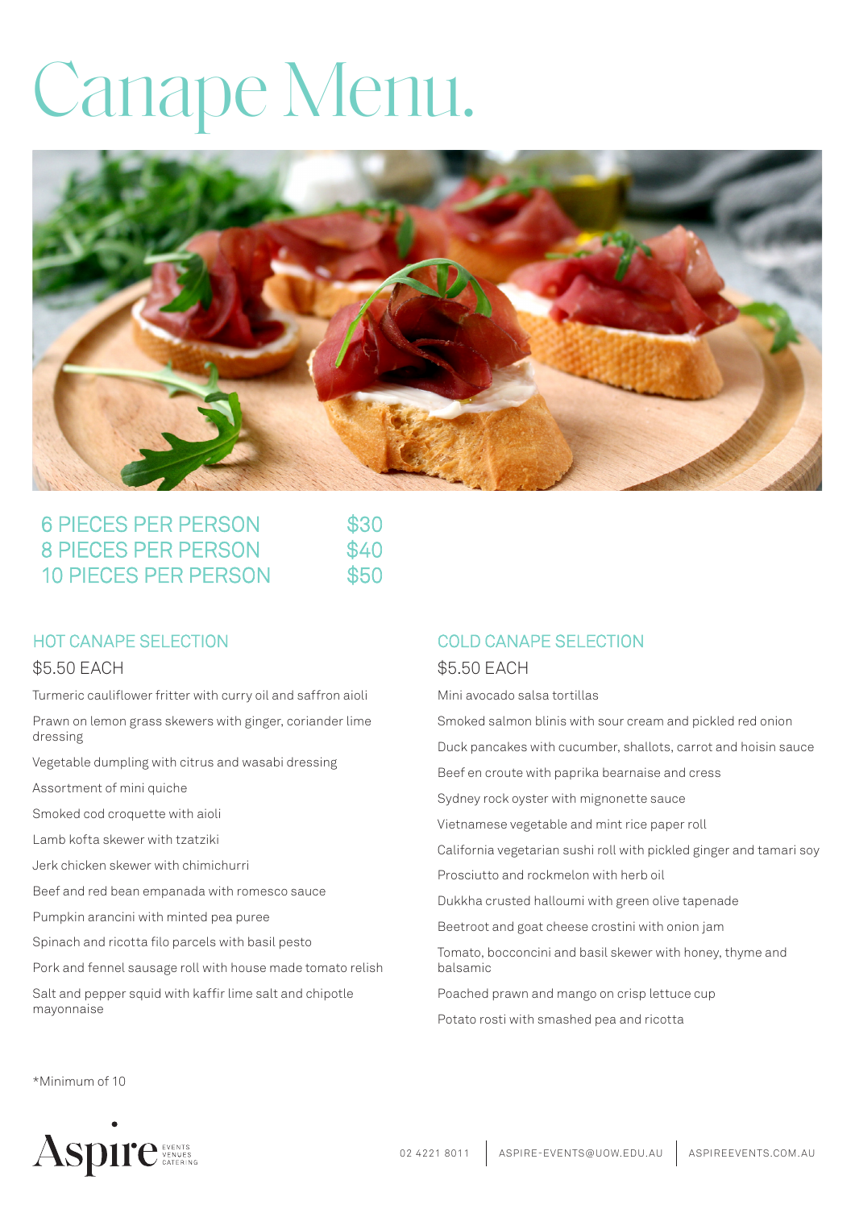# Canape Menu.

| | |
|---|---|
| 6 PIECES PER PERSON | $30 |
| 8 PIECES PER PERSON | $40 |
| 10 PIECES PER PERSON | $50 |

## HOT CANAPE SELECTION

$5.50 EACH

Turmeric cauliflower fritter with curry oil and saffron aioli

Prawn on lemon grass skewers with ginger, coriander lime dressing

Vegetable dumpling with citrus and wasabi dressing

Assortment of mini quiche

Smoked cod croquette with aioli

Lamb kofta skewer with tzatziki

Jerk chicken skewer with chimichurri

Beef and red bean empanada with romesco sauce

Pumpkin arancini with minted pea puree

Spinach and ricotta filo parcels with basil pesto

Pork and fennel sausage roll with house made tomato relish

Salt and pepper squid with kaffir lime salt and chipotle mayonnaise

## COLD CANAPE SELECTION

$5.50 EACH

Mini avocado salsa tortillas

Smoked salmon blinis with sour cream and pickled red onion

Duck pancakes with cucumber, shallots, carrot and hoisin sauce

Beef en croute with paprika bearnaise and cress

Sydney rock oyster with mignonette sauce

Vietnamese vegetable and mint rice paper roll

California vegetarian sushi roll with pickled ginger and tamari soy

Prosciutto and rockmelon with herb oil

Dukkha crusted halloumi with green olive tapenade

Beetroot and goat cheese crostini with onion jam

Tomato, bocconcini and basil skewer with honey, thyme and balsamic

Poached prawn and mango on crisp lettuce cup

Potato rosti with smashed pea and ricotta

*Minimum of 10

Aspire EVENTS VENUES CATERING

02 4221 8011 | ASPIRE-EVENTS@UOW.EDU.AU | ASPIREEVENTS.COM.AU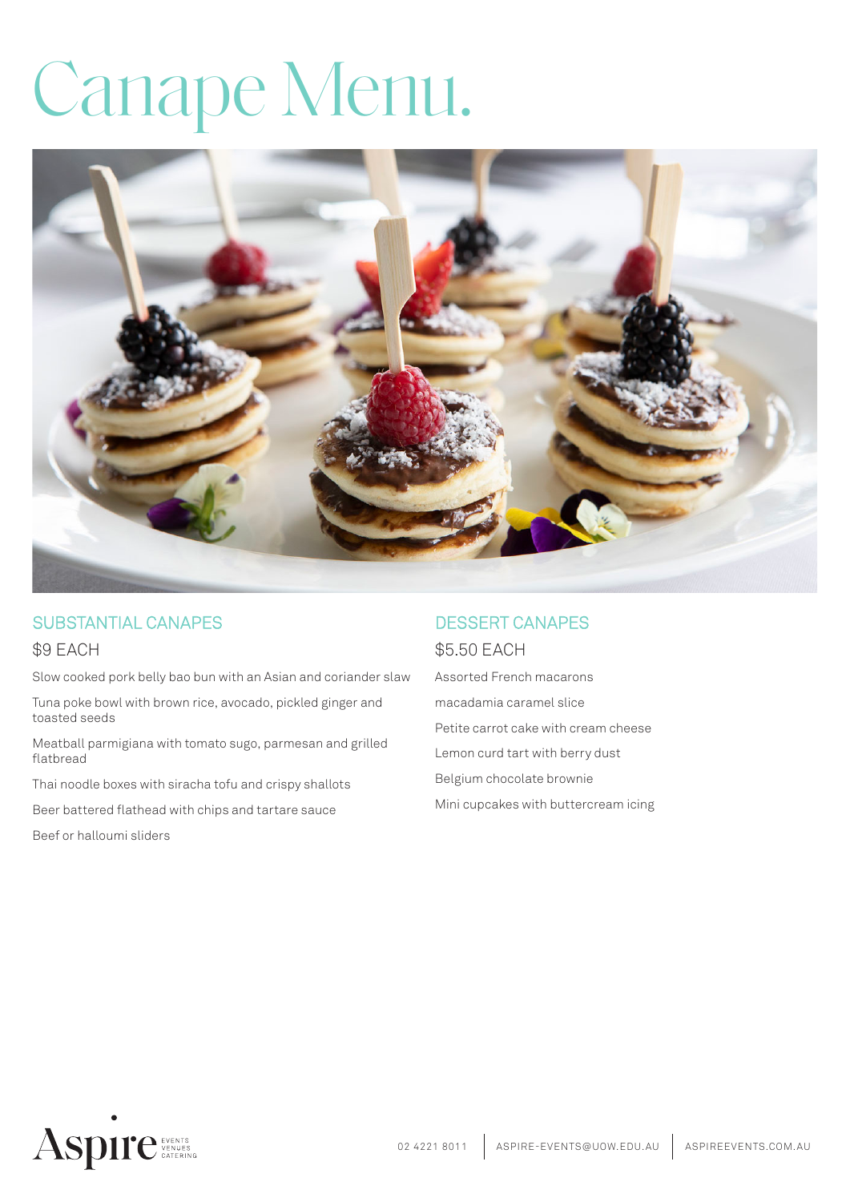# Canape Menu.

## SUBSTANTIAL CANAPES

$9 EACH

Slow cooked pork belly bao bun with an Asian and coriander slaw

Tuna poke bowl with brown rice, avocado, pickled ginger and toasted seeds

Meatball parmigiana with tomato sugo, parmesan and grilled flatbread

Thai noodle boxes with siracha tofu and crispy shallots

Beer battered flathead with chips and tartare sauce

Beef or halloumi sliders

## DESSERT CANAPES

$5.50 EACH

Assorted French macarons

macadamia caramel slice

Petite carrot cake with cream cheese

Lemon curd tart with berry dust

Belgium chocolate brownie

Mini cupcakes with buttercream icing

Aspire EVENTS VENUES CATERING

02 4221 8011 | ASPIRE-EVENTS@UOW.EDU.AU | ASPIREEVENTS.COM.AU